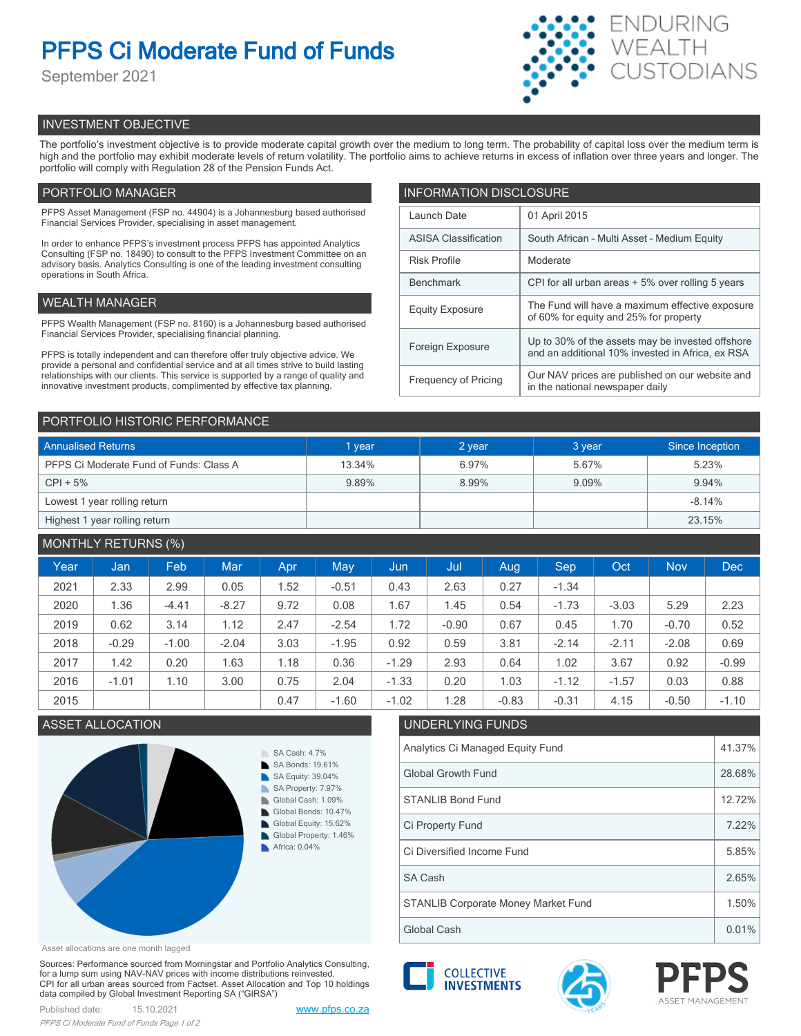# PFPS Ci Moderate Fund of Funds

September 2021

ENDURING WEALTH CUSTODIANS

## INVESTMENT OBJECTIVE

The portfolio's investment objective is to provide moderate capital growth over the medium to long term. The probability of capital loss over the medium term is high and the portfolio may exhibit moderate levels of return volatility. The portfolio aims to achieve returns in excess of inflation over three years and longer. The portfolio will comply with Regulation 28 of the Pension Funds Act.

## PORTFOLIO MANAGER

PFPS Asset Management (FSP no. 44904) is a Johannesburg based authorised Financial Services Provider, specialising in asset management.

In order to enhance PFPS's investment process PFPS has appointed Analytics Consulting (FSP no. 18490) to consult to the PFPS Investment Committee on an advisory basis. Analytics Consulting is one of the leading investment consulting operations in South Africa.

## WEALTH MANAGER

PFPS Wealth Management (FSP no. 8160) is a Johannesburg based authorised Financial Services Provider, specialising financial planning.

PFPS is totally independent and can therefore offer truly objective advice. We provide a personal and confidential service and at all times strive to build lasting relationships with our clients. This service is supported by a range of quality and innovative investment products, complimented by effective tax planning.

## INFORMATION DISCLOSURE

| | |
|---|---|
| Launch Date | 01 April 2015 |
| ASISA Classification | South African - Multi Asset - Medium Equity |
| Risk Profile | Moderate |
| Benchmark | CPI for all urban areas + 5% over rolling 5 years |
| Equity Exposure | The Fund will have a maximum effective exposure of 60% for equity and 25% for property |
| Foreign Exposure | Up to 30% of the assets may be invested offshore and an additional 10% invested in Africa, ex RSA |
| Frequency of Pricing | Our NAV prices are published on our website and in the national newspaper daily |

## PORTFOLIO HISTORIC PERFORMANCE

| Annualised Returns | 1 year | 2 year | 3 year | Since Inception |
|---|---|---|---|---|
| PFPS Ci Moderate Fund of Funds: Class A | 13.34% | 6.97% | 5.67% | 5.23% |
| CPI + 5% | 9.89% | 8.99% | 9.09% | 9.94% |
| Lowest 1 year rolling return | | | | -8.14% |
| Highest 1 year rolling return | | | | 23.15% |

## MONTHLY RETURNS (%)

| Year | Jan | Feb | Mar | Apr | May | Jun | Jul | Aug | Sep | Oct | Nov | Dec |
|---|---|---|---|---|---|---|---|---|---|---|---|---|
| 2021 | 2.33 | 2.99 | 0.05 | 1.52 | -0.51 | 0.43 | 2.63 | 0.27 | -1.34 | | | |
| 2020 | 1.36 | -4.41 | -8.27 | 9.72 | 0.08 | 1.67 | 1.45 | 0.54 | -1.73 | -3.03 | 5.29 | 2.23 |
| 2019 | 0.62 | 3.14 | 1.12 | 2.47 | -2.54 | 1.72 | -0.90 | 0.67 | 0.45 | 1.70 | -0.70 | 0.52 |
| 2018 | -0.29 | -1.00 | -2.04 | 3.03 | -1.95 | 0.92 | 0.59 | 3.81 | -2.14 | -2.11 | -2.08 | 0.69 |
| 2017 | 1.42 | 0.20 | 1.63 | 1.18 | 0.36 | -1.29 | 2.93 | 0.64 | 1.02 | 3.67 | 0.92 | -0.99 |
| 2016 | -1.01 | 1.10 | 3.00 | 0.75 | 2.04 | -1.33 | 0.20 | 1.03 | -1.12 | -1.57 | 0.03 | 0.88 |
| 2015 | | | | 0.47 | -1.60 | -1.02 | 1.28 | -0.83 | -0.31 | 4.15 | -0.50 | -1.10 |

## ASSET ALLOCATION

- SA Cash: 4.7%
- SA Bonds: 19.61%
- SA Equity: 39.04%
- SA Property: 7.97%
- Global Cash: 1.09%
- Global Bonds: 10.47%
- Global Equity: 15.62%
- Global Property: 1.46%
- Africa: 0.04%

Asset allocations are one month lagged

## UNDERLYING FUNDS

| | |
|---|---|
| Analytics Ci Managed Equity Fund | 41.37% |
| Global Growth Fund | 28.68% |
| STANLIB Bond Fund | 12.72% |
| Ci Property Fund | 7.22% |
| Ci Diversified Income Fund | 5.85% |
| SA Cash | 2.65% |
| STANLIB Corporate Money Market Fund | 1.50% |
| Global Cash | 0.01% |

Sources: Performance sourced from Morningstar and Portfolio Analytics Consulting, for a lump sum using NAV-NAV prices with income distributions reinvested. CPI for all urban areas sourced from Factset. Asset Allocation and Top 10 holdings data compiled by Global Investment Reporting SA ("GIRSA")

Published date: 15.10.2021

www.pfps.co.za

COLLECTIVE INVESTMENTS

PFPS ASSET MANAGEMENT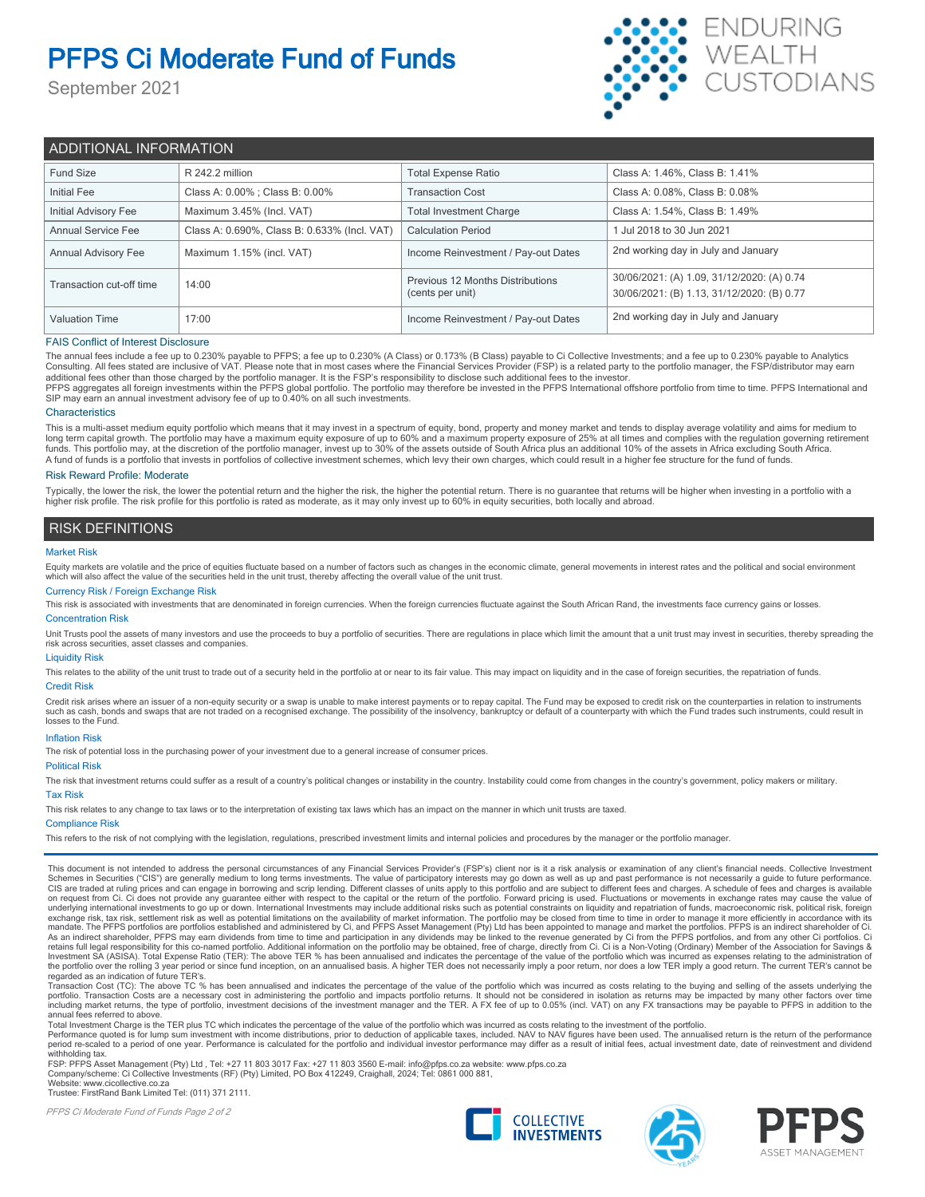# PFPS Ci Moderate Fund of Funds

September 2021

ENDURING WEALTH CUSTODIANS

## ADDITIONAL INFORMATION

| | | | |
|---|---|---|---|
| Fund Size | R 242.2 million | Total Expense Ratio | Class A: 1.46%, Class B: 1.41% |
| Initial Fee | Class A: 0.00% ; Class B: 0.00% | Transaction Cost | Class A: 0.08%, Class B: 0.08% |
| Initial Advisory Fee | Maximum 3.45% (Incl. VAT) | Total Investment Charge | Class A: 1.54%, Class B: 1.49% |
| Annual Service Fee | Class A: 0.690%, Class B: 0.633% (Incl. VAT) | Calculation Period | 1 Jul 2018 to 30 Jun 2021 |
| Annual Advisory Fee | Maximum 1.15% (incl. VAT) | Income Reinvestment / Pay-out Dates | 2nd working day in July and January |
| Transaction cut-off time | 14:00 | Previous 12 Months Distributions (cents per unit) | 30/06/2021: (A) 1.09, 31/12/2020: (A) 0.74<br>30/06/2021: (B) 1.13, 31/12/2020: (B) 0.77 |
| Valuation Time | 17:00 | Income Reinvestment / Pay-out Dates | 2nd working day in July and January |

### FAIS Conflict of Interest Disclosure

The annual fees include a fee up to 0.230% payable to PFPS; a fee up to 0.230% (A Class) or 0.173% (B Class) payable to Ci Collective Investments; and a fee up to 0.230% payable to Analytics Consulting. All fees stated are inclusive of VAT. Please note that in most cases where the Financial Services Provider (FSP) is a related party to the portfolio manager, the FSP/distributor may earn additional fees other than those charged by the portfolio manager. It is the FSP's responsibility to disclose such additional fees to the investor.
PFPS aggregates all foreign investments within the PFPS global portfolio. The portfolio may therefore be invested in the PFPS International offshore portfolio from time to time. PFPS International and SIP may earn an annual investment advisory fee of up to 0.40% on all such investments.

### Characteristics

This is a multi-asset medium equity portfolio which means that it may invest in a spectrum of equity, bond, property and money market and tends to display average volatility and aims for medium to long term capital growth. The portfolio may have a maximum equity exposure of up to 60% and a maximum property exposure of 25% at all times and complies with the regulation governing retirement funds. This portfolio may, at the discretion of the portfolio manager, invest up to 30% of the assets outside of South Africa plus an additional 10% of the assets in Africa excluding South Africa.
A fund of funds is a portfolio that invests in portfolios of collective investment schemes, which levy their own charges, which could result in a higher fee structure for the fund of funds.

### Risk Reward Profile: Moderate

Typically, the lower the risk, the lower the potential return and the higher the risk, the higher the potential return. There is no guarantee that returns will be higher when investing in a portfolio with a higher risk profile. The risk profile for this portfolio is rated as moderate, as it may only invest up to 60% in equity securities, both locally and abroad.

## RISK DEFINITIONS

### Market Risk

Equity markets are volatile and the price of equities fluctuate based on a number of factors such as changes in the economic climate, general movements in interest rates and the political and social environment which will also affect the value of the securities held in the unit trust, thereby affecting the overall value of the unit trust.

### Currency Risk / Foreign Exchange Risk

This risk is associated with investments that are denominated in foreign currencies. When the foreign currencies fluctuate against the South African Rand, the investments face currency gains or losses.

### Concentration Risk

Unit Trusts pool the assets of many investors and use the proceeds to buy a portfolio of securities. There are regulations in place which limit the amount that a unit trust may invest in securities, thereby spreading the risk across securities, asset classes and companies.

### Liquidity Risk

This relates to the ability of the unit trust to trade out of a security held in the portfolio at or near to its fair value. This may impact on liquidity and in the case of foreign securities, the repatriation of funds.

### Credit Risk

Credit risk arises where an issuer of a non-equity security or a swap is unable to make interest payments or to repay capital. The Fund may be exposed to credit risk on the counterparties in relation to instruments such as cash, bonds and swaps that are not traded on a recognised exchange. The possibility of the insolvency, bankruptcy or default of a counterparty with which the Fund trades such instruments, could result in losses to the Fund.

### Inflation Risk

The risk of potential loss in the purchasing power of your investment due to a general increase of consumer prices.

### Political Risk

The risk that investment returns could suffer as a result of a country's political changes or instability in the country. Instability could come from changes in the country's government, policy makers or military.

### Tax Risk

This risk relates to any change to tax laws or to the interpretation of existing tax laws which has an impact on the manner in which unit trusts are taxed.

### Compliance Risk

This refers to the risk of not complying with the legislation, regulations, prescribed investment limits and internal policies and procedures by the manager or the portfolio manager.

This document is not intended to address the personal circumstances of any Financial Services Provider's (FSP's) client nor is it a risk analysis or examination of any client's financial needs. Collective Investment Schemes in Securities ("CIS") are generally medium to long terms investments. The value of participatory interests may go down as well as up and past performance is not necessarily a guide to future performance. CIS are traded at ruling prices and can engage in borrowing and scrip lending. Different classes of units apply to this portfolio and are subject to different fees and charges. A schedule of fees and charges is available on request from Ci. Ci does not provide any guarantee either with respect to the capital or the return of the portfolio. Forward pricing is used. Fluctuations or movements in exchange rates may cause the value of underlying international investments to go up or down. International Investments may include additional risks such as potential constraints on liquidity and repatriation of funds, macroeconomic risk, political risk, foreign exchange risk, tax risk, settlement risk as well as potential limitations on the availability of market information. The portfolio may be closed from time to time in order to manage it more efficiently in accordance with its mandate. The PFPS portfolios are portfolios established and administered by Ci, and PFPS Asset Management (Pty) Ltd has been appointed to manage and market the portfolios. PFPS is an indirect shareholder of Ci. As an indirect shareholder, PFPS may earn dividends from time to time and participation in any dividends may be linked to the revenue generated by Ci from the PFPS portfolios, and from any other Ci portfolios. Ci retains full legal responsibility for this co-named portfolio. Additional information on the portfolio may be obtained, free of charge, directly from Ci. Ci is a Non-Voting (Ordinary) Member of the Association for Savings & Investment SA (ASISA). Total Expense Ratio (TER): The above TER % has been annualised and indicates the percentage of the value of the portfolio which was incurred as expenses relating to the administration of the portfolio over the rolling 3 year period or since fund inception, on an annualised basis. A higher TER does not necessarily imply a poor return, nor does a low TER imply a good return. The current TER's cannot be regarded as an indication of future TER's.
Transaction Cost (TC): The above TC % has been annualised and indicates the percentage of the value of the portfolio which was incurred as costs relating to the buying and selling of the assets underlying the portfolio. Transaction Costs are a necessary cost in administering the portfolio and impacts portfolio returns. It should not be considered in isolation as returns may be impacted by many other factors over time including market returns, the type of portfolio, investment decisions of the investment manager and the TER. A FX fee of up to 0.05% (incl. VAT) on any FX transactions may be payable to PFPS in addition to the annual fees referred to above.
Total Investment Charge is the TER plus TC which indicates the percentage of the value of the portfolio which was incurred as costs relating to the investment of the portfolio.
Performance quoted is for lump sum investment with income distributions, prior to deduction of applicable taxes, included. NAV to NAV figures have been used. The annualised return is the return of the performance period re-scaled to a period of one year. Performance is calculated for the portfolio and individual investor performance may differ as a result of initial fees, actual investment date, date of reinvestment and dividend withholding tax.
FSP: PFPS Asset Management (Pty) Ltd , Tel: +27 11 803 3017 Fax: +27 11 803 3560 E-mail: info@pfps.co.za website: www.pfps.co.za
Company/scheme: Ci Collective Investments (RF) (Pty) Limited, PO Box 412249, Craighall, 2024; Tel: 0861 000 881,
Website: www.cicollective.co.za
Trustee: FirstRand Bank Limited Tel: (011) 371 2111.

COLLECTIVE INVESTMENTS

PFPS ASSET MANAGEMENT